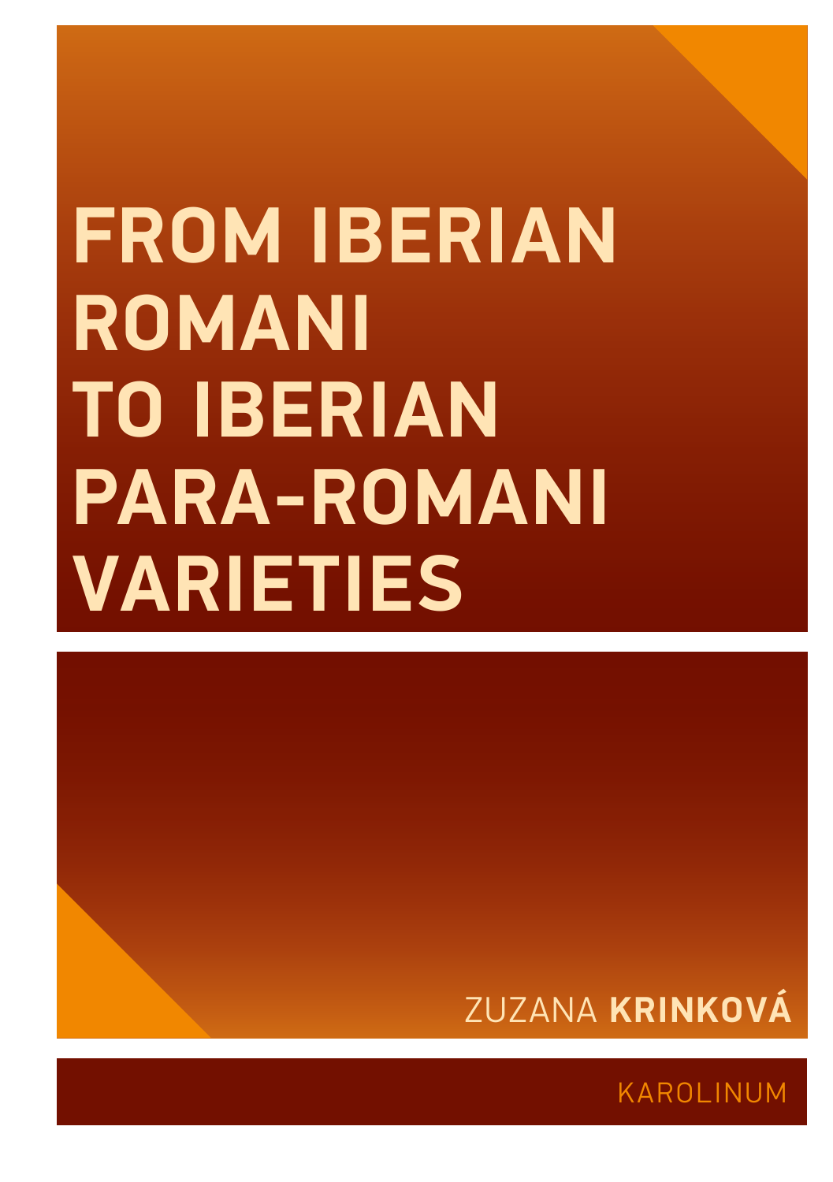# FROM IBERIAN ROMANI TO IBERIAN PARA-ROMANI VARIETIES

ZUZANA **KRINKOVÁ**

KAROLINUM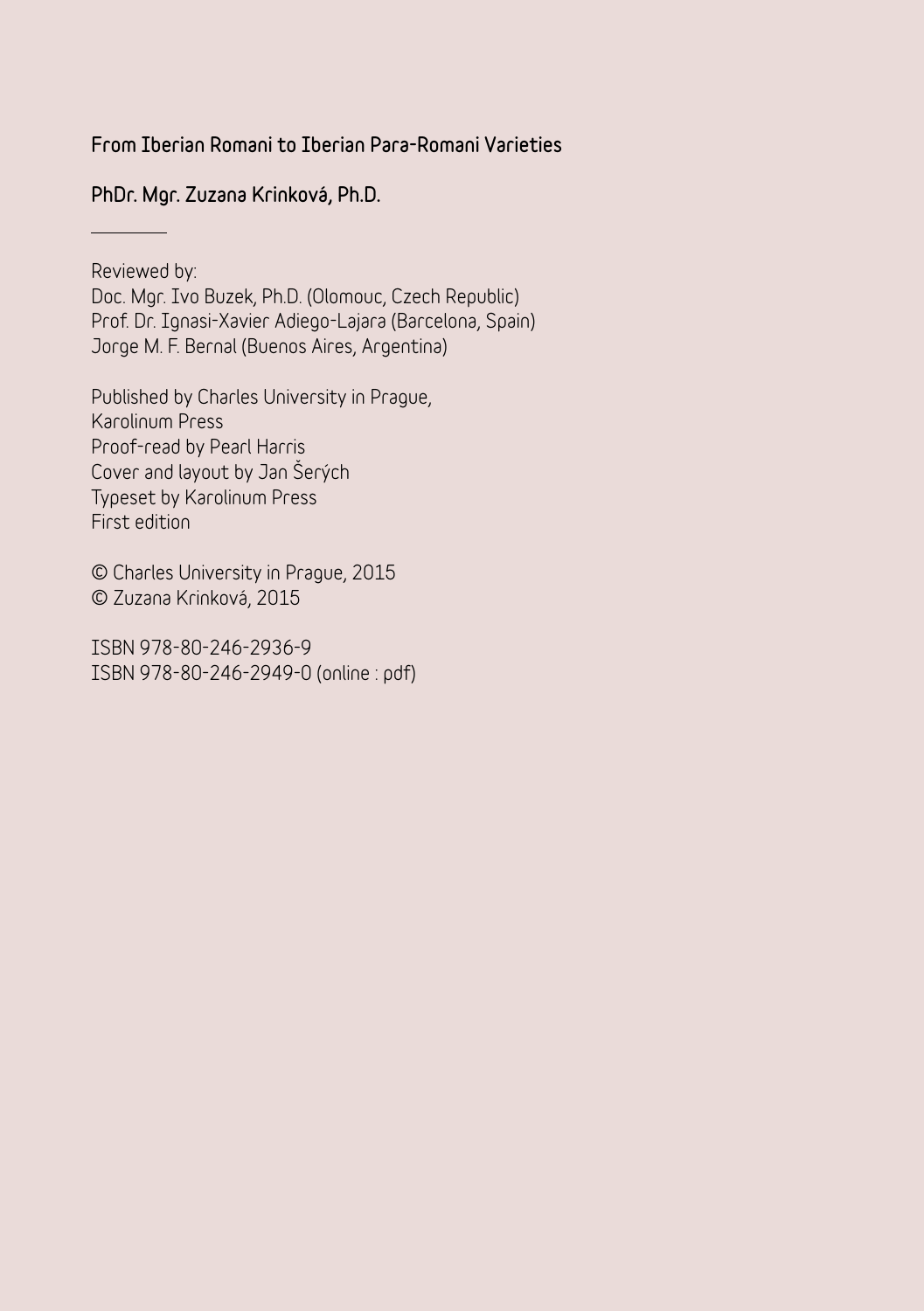**From Iberian Romani to Iberian Para-Romani Varieties**

**PhDr. Mgr. Zuzana Krinková, Ph.D.**

---

Reviewed by:
Doc. Mgr. Ivo Buzek, Ph.D. (Olomouc, Czech Republic)
Prof. Dr. Ignasi-Xavier Adiego-Lajara (Barcelona, Spain)
Jorge M. F. Bernal (Buenos Aires, Argentina)

Published by Charles University in Prague,
Karolinum Press
Proof-read by Pearl Harris
Cover and layout by Jan Šerých
Typeset by Karolinum Press
First edition

© Charles University in Prague, 2015
© Zuzana Krinková, 2015

ISBN 978-80-246-2936-9
ISBN 978-80-246-2949-0 (online : pdf)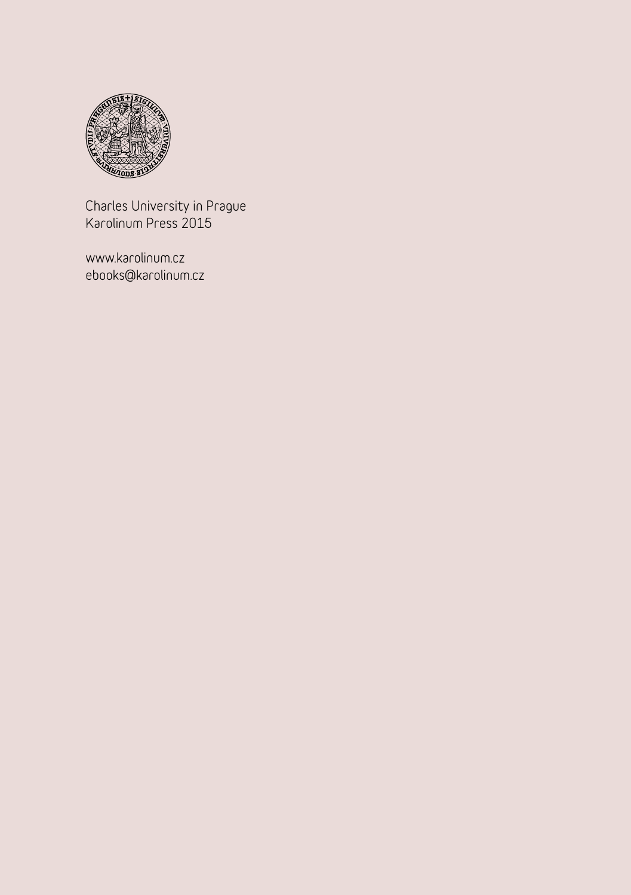Charles University in Prague
Karolinum Press 2015

www.karolinum.cz
ebooks@karolinum.cz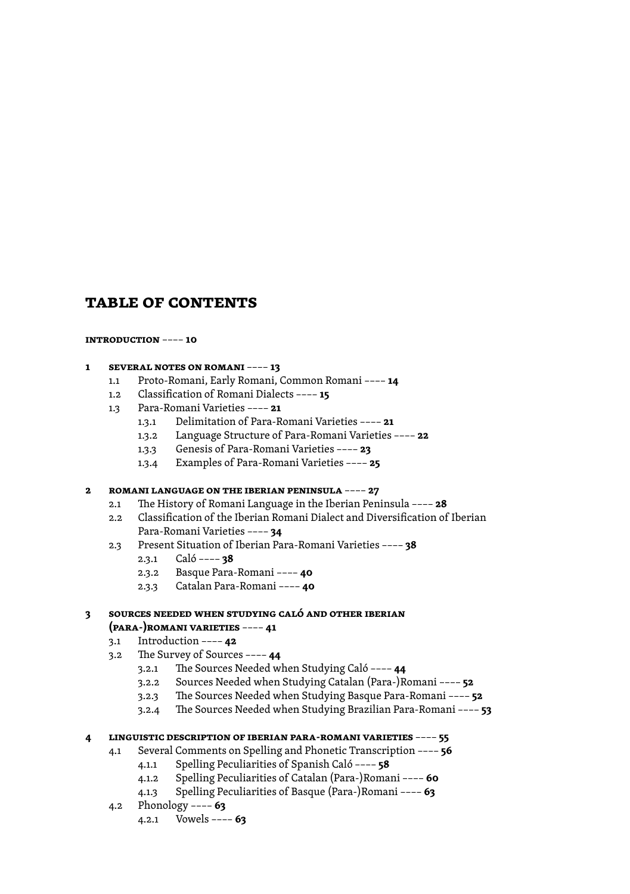# TABLE OF CONTENTS

**INTRODUCTION ---- 10**

**1 SEVERAL NOTES ON ROMANI ---- 13**

- 1.1 Proto-Romani, Early Romani, Common Romani ---- **14**
- 1.2 Classification of Romani Dialects ---- **15**
- 1.3 Para-Romani Varieties ---- **21**
  - 1.3.1 Delimitation of Para-Romani Varieties ---- **21**
  - 1.3.2 Language Structure of Para-Romani Varieties ---- **22**
  - 1.3.3 Genesis of Para-Romani Varieties ---- **23**
  - 1.3.4 Examples of Para-Romani Varieties ---- **25**

**2 ROMANI LANGUAGE ON THE IBERIAN PENINSULA ---- 27**

- 2.1 The History of Romani Language in the Iberian Peninsula ---- **28**
- 2.2 Classification of the Iberian Romani Dialect and Diversification of Iberian Para-Romani Varieties ---- **34**
- 2.3 Present Situation of Iberian Para-Romani Varieties ---- **38**
  - 2.3.1 Caló ---- **38**
  - 2.3.2 Basque Para-Romani ---- **40**
  - 2.3.3 Catalan Para-Romani ---- **40**

**3 SOURCES NEEDED WHEN STUDYING CALÓ AND OTHER IBERIAN (PARA-)ROMANI VARIETIES ---- 41**

- 3.1 Introduction ---- **42**
- 3.2 The Survey of Sources ---- **44**
  - 3.2.1 The Sources Needed when Studying Caló ---- **44**
  - 3.2.2 Sources Needed when Studying Catalan (Para-)Romani ---- **52**
  - 3.2.3 The Sources Needed when Studying Basque Para-Romani ---- **52**
  - 3.2.4 The Sources Needed when Studying Brazilian Para-Romani ---- **53**

**4 LINGUISTIC DESCRIPTION OF IBERIAN PARA-ROMANI VARIETIES ---- 55**

- 4.1 Several Comments on Spelling and Phonetic Transcription ---- **56**
  - 4.1.1 Spelling Peculiarities of Spanish Caló ---- **58**
  - 4.1.2 Spelling Peculiarities of Catalan (Para-)Romani ---- **60**
  - 4.1.3 Spelling Peculiarities of Basque (Para-)Romani ---- **63**
- 4.2 Phonology ---- **63**
  - 4.2.1 Vowels ---- **63**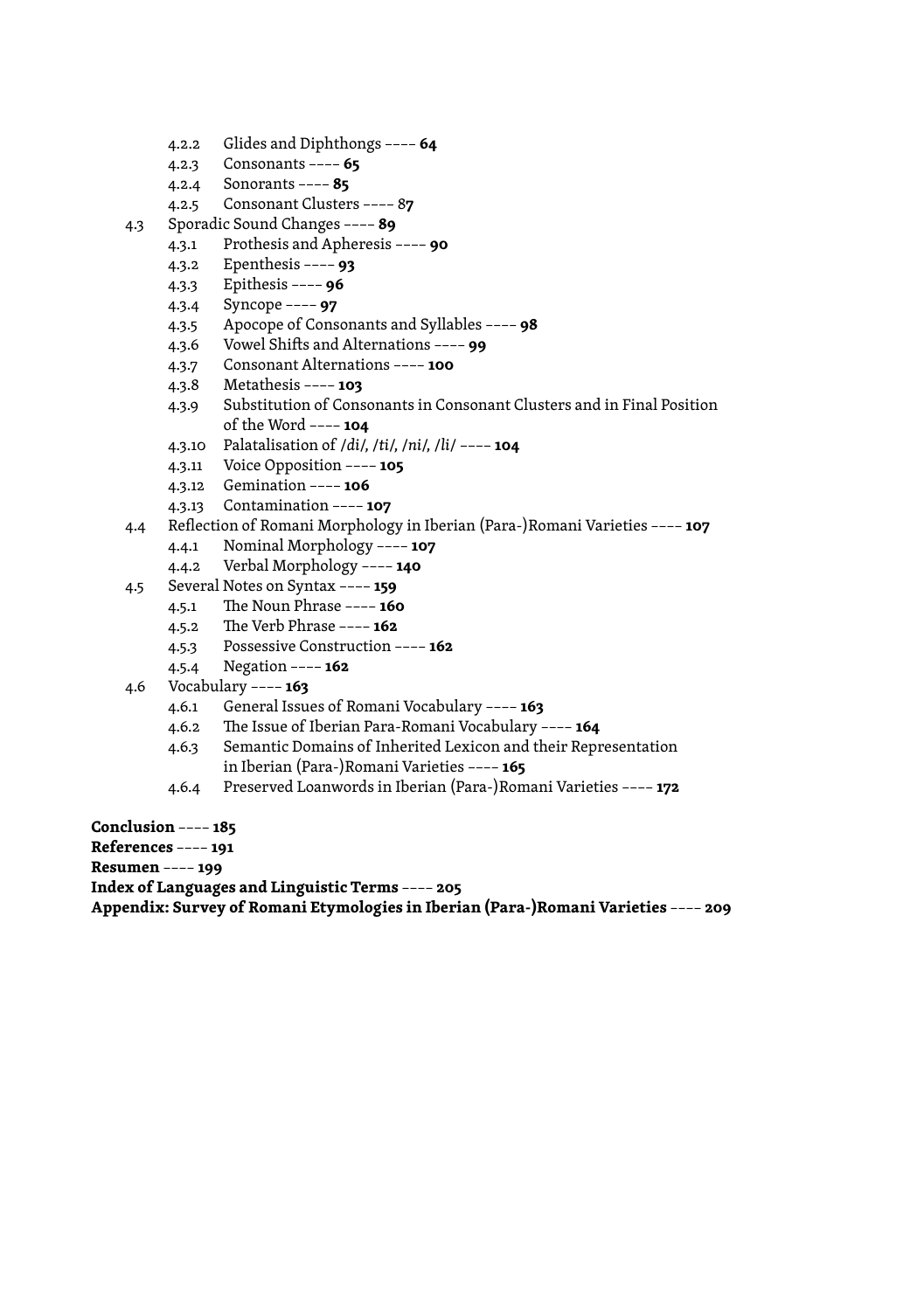- 4.2.2 Glides and Diphthongs —— **64**
- 4.2.3 Consonants —— **65**
- 4.2.4 Sonorants —— **85**
- 4.2.5 Consonant Clusters —— 8**7**

4.3 Sporadic Sound Changes —— **89**

- 4.3.1 Prothesis and Apheresis —— **90**
- 4.3.2 Epenthesis —— **93**
- 4.3.3 Epithesis —— **96**
- 4.3.4 Syncope —— **97**
- 4.3.5 Apocope of Consonants and Syllables —— **98**
- 4.3.6 Vowel Shifts and Alternations —— **99**
- 4.3.7 Consonant Alternations —— **100**
- 4.3.8 Metathesis —— **103**
- 4.3.9 Substitution of Consonants in Consonant Clusters and in Final Position of the Word —— **104**
- 4.3.10 Palatalisation of /di/, /ti/, /ni/, /li/ —— **104**
- 4.3.11 Voice Opposition —— **105**
- 4.3.12 Gemination —— **106**
- 4.3.13 Contamination —— **107**

4.4 Reflection of Romani Morphology in Iberian (Para-)Romani Varieties —— **107**

- 4.4.1 Nominal Morphology —— **107**
- 4.4.2 Verbal Morphology —— **140**

4.5 Several Notes on Syntax —— **159**

- 4.5.1 The Noun Phrase —— **160**
- 4.5.2 The Verb Phrase —— **162**
- 4.5.3 Possessive Construction —— **162**
- 4.5.4 Negation —— **162**

4.6 Vocabulary —— **163**

- 4.6.1 General Issues of Romani Vocabulary —— **163**
- 4.6.2 The Issue of Iberian Para-Romani Vocabulary —— **164**
- 4.6.3 Semantic Domains of Inherited Lexicon and their Representation in Iberian (Para-)Romani Varieties —— **165**
- 4.6.4 Preserved Loanwords in Iberian (Para-)Romani Varieties —— **172**

**Conclusion** —— **185**

**References** —— **191**

**Resumen** —— **199**

**Index of Languages and Linguistic Terms** —— **205**

**Appendix: Survey of Romani Etymologies in Iberian (Para-)Romani Varieties** —— **209**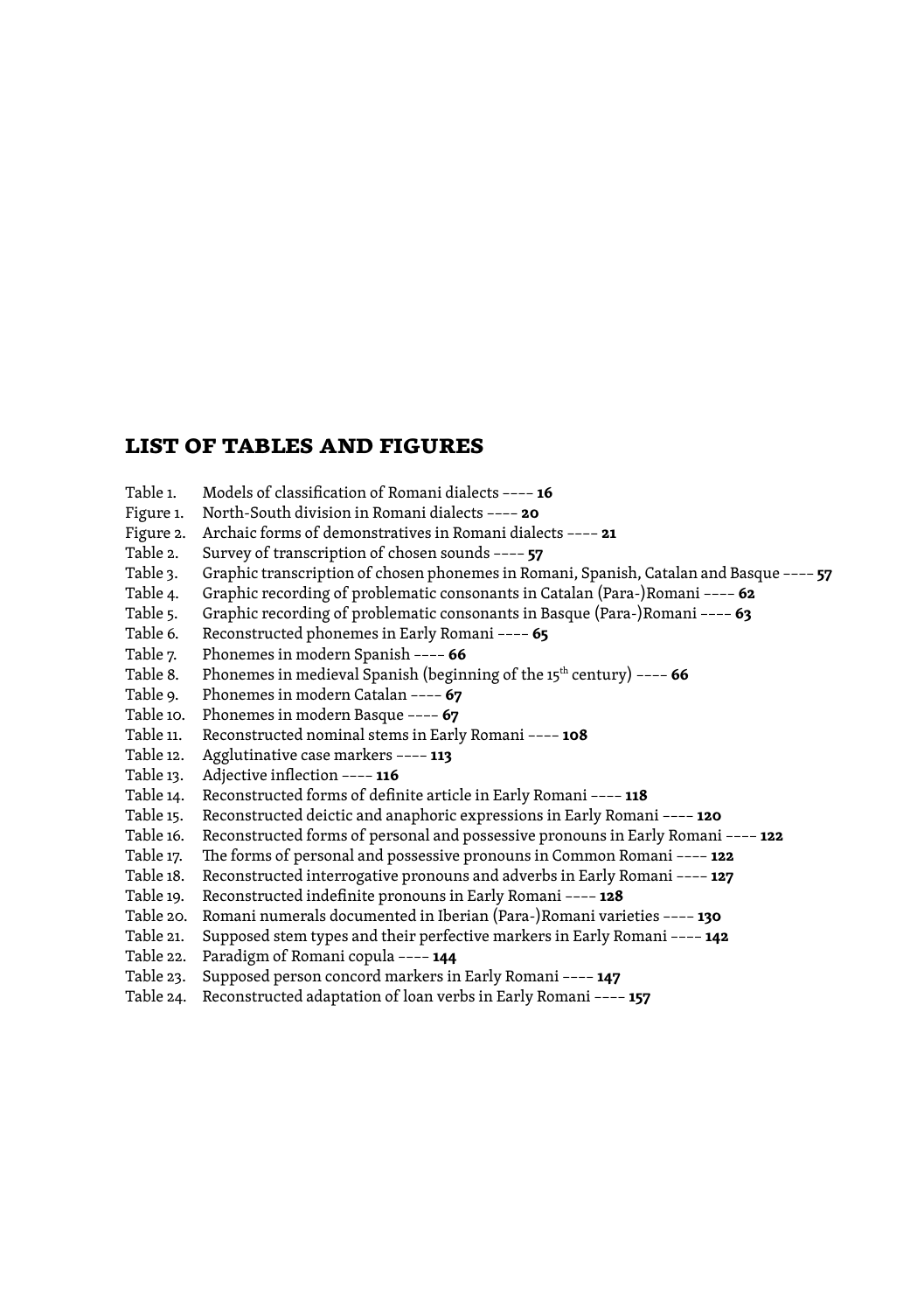## LIST OF TABLES AND FIGURES

Table 1. Models of classification of Romani dialects –––– **16**
Figure 1. North-South division in Romani dialects –––– **20**
Figure 2. Archaic forms of demonstratives in Romani dialects –––– **21**
Table 2. Survey of transcription of chosen sounds –––– **57**
Table 3. Graphic transcription of chosen phonemes in Romani, Spanish, Catalan and Basque –––– **57**
Table 4. Graphic recording of problematic consonants in Catalan (Para-)Romani –––– **62**
Table 5. Graphic recording of problematic consonants in Basque (Para-)Romani –––– **63**
Table 6. Reconstructed phonemes in Early Romani –––– **65**
Table 7. Phonemes in modern Spanish –––– **66**
Table 8. Phonemes in medieval Spanish (beginning of the 15th century) –––– **66**
Table 9. Phonemes in modern Catalan –––– **67**
Table 10. Phonemes in modern Basque –––– **67**
Table 11. Reconstructed nominal stems in Early Romani –––– **108**
Table 12. Agglutinative case markers –––– **113**
Table 13. Adjective inflection –––– **116**
Table 14. Reconstructed forms of definite article in Early Romani –––– **118**
Table 15. Reconstructed deictic and anaphoric expressions in Early Romani –––– **120**
Table 16. Reconstructed forms of personal and possessive pronouns in Early Romani –––– **122**
Table 17. The forms of personal and possessive pronouns in Common Romani –––– **122**
Table 18. Reconstructed interrogative pronouns and adverbs in Early Romani –––– **127**
Table 19. Reconstructed indefinite pronouns in Early Romani –––– **128**
Table 20. Romani numerals documented in Iberian (Para-)Romani varieties –––– **130**
Table 21. Supposed stem types and their perfective markers in Early Romani –––– **142**
Table 22. Paradigm of Romani copula –––– **144**
Table 23. Supposed person concord markers in Early Romani –––– **147**
Table 24. Reconstructed adaptation of loan verbs in Early Romani –––– **157**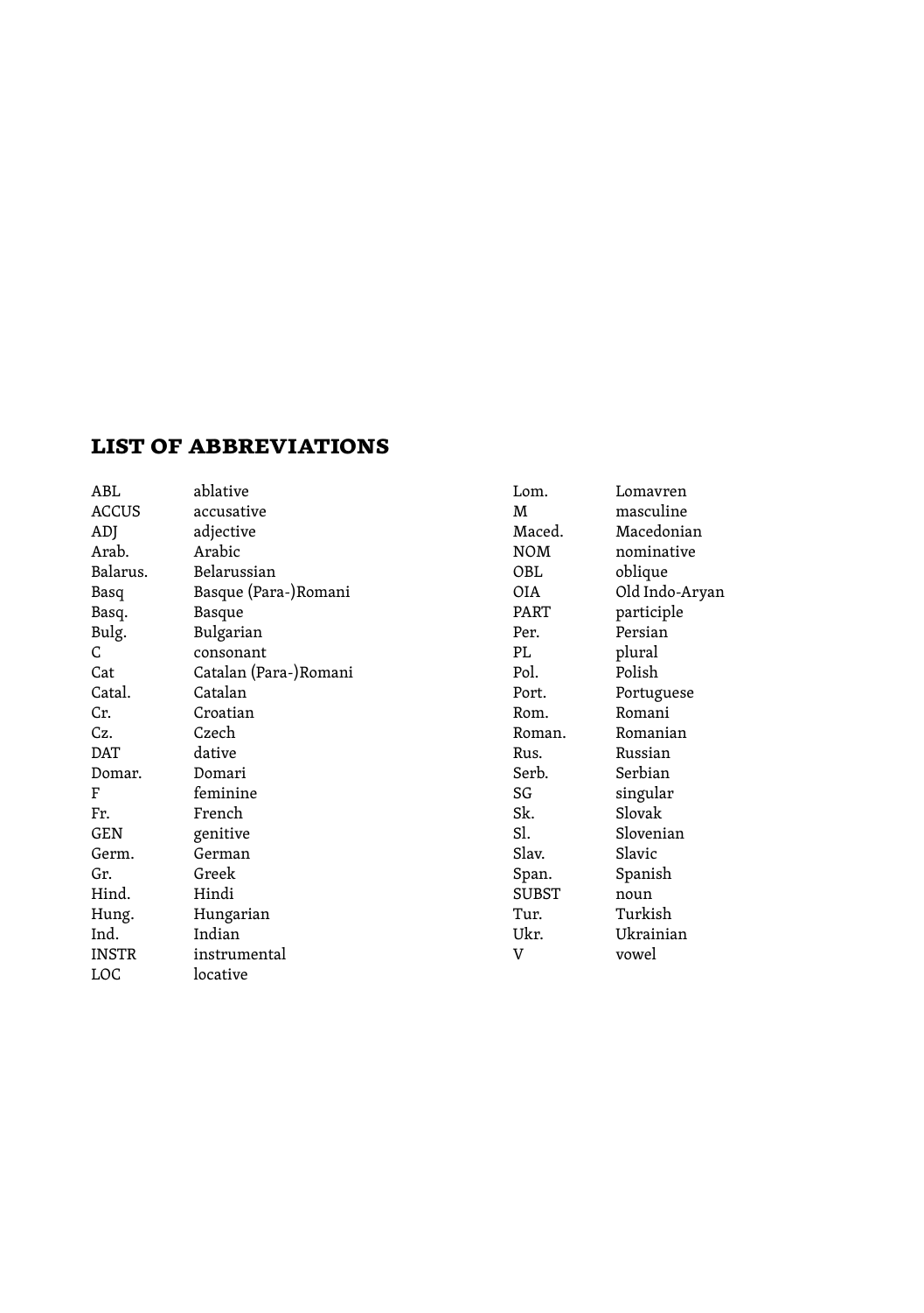## LIST OF ABBREVIATIONS

| | |
|---|---|
| ABL | ablative |
| ACCUS | accusative |
| ADJ | adjective |
| Arab. | Arabic |
| Balarus. | Belarussian |
| Basq | Basque (Para-)Romani |
| Basq. | Basque |
| Bulg. | Bulgarian |
| C | consonant |
| Cat | Catalan (Para-)Romani |
| Catal. | Catalan |
| Cr. | Croatian |
| Cz. | Czech |
| DAT | dative |
| Domar. | Domari |
| F | feminine |
| Fr. | French |
| GEN | genitive |
| Germ. | German |
| Gr. | Greek |
| Hind. | Hindi |
| Hung. | Hungarian |
| Ind. | Indian |
| INSTR | instrumental |
| LOC | locative |
| Lom. | Lomavren |
| M | masculine |
| Maced. | Macedonian |
| NOM | nominative |
| OBL | oblique |
| OIA | Old Indo-Aryan |
| PART | participle |
| Per. | Persian |
| PL | plural |
| Pol. | Polish |
| Port. | Portuguese |
| Rom. | Romani |
| Roman. | Romanian |
| Rus. | Russian |
| Serb. | Serbian |
| SG | singular |
| Sk. | Slovak |
| Sl. | Slovenian |
| Slav. | Slavic |
| Span. | Spanish |
| SUBST | noun |
| Tur. | Turkish |
| Ukr. | Ukrainian |
| V | vowel |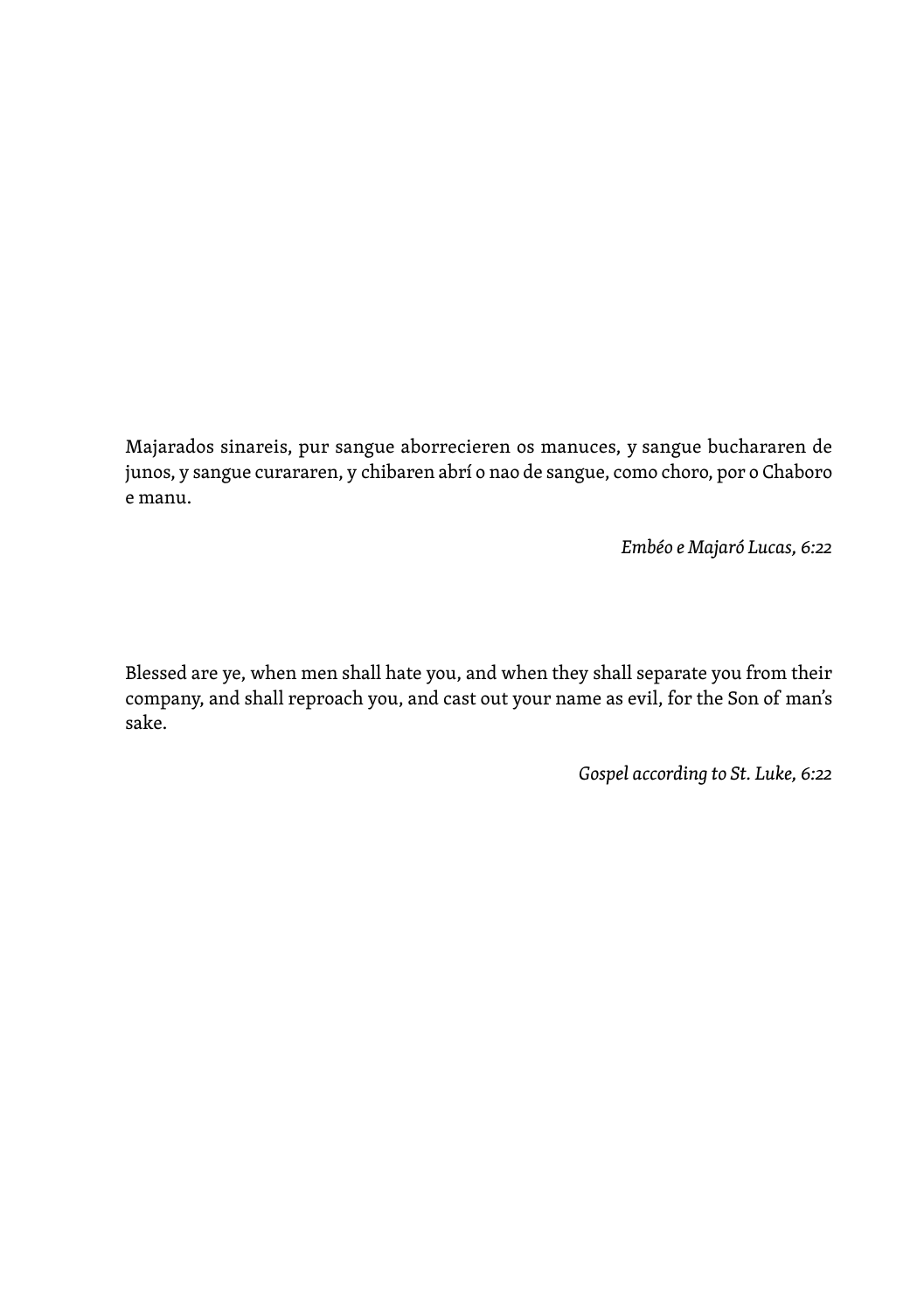Majarados sinareis, pur sangue aborrecieren os manuces, y sangue buchararen de junos, y sangue curararen, y chibaren abrí o nao de sangue, como choro, por o Chaboro e manu.

*Embéo e Majaró Lucas, 6:22*

Blessed are ye, when men shall hate you, and when they shall separate you from their company, and shall reproach you, and cast out your name as evil, for the Son of man's sake.

*Gospel according to St. Luke, 6:22*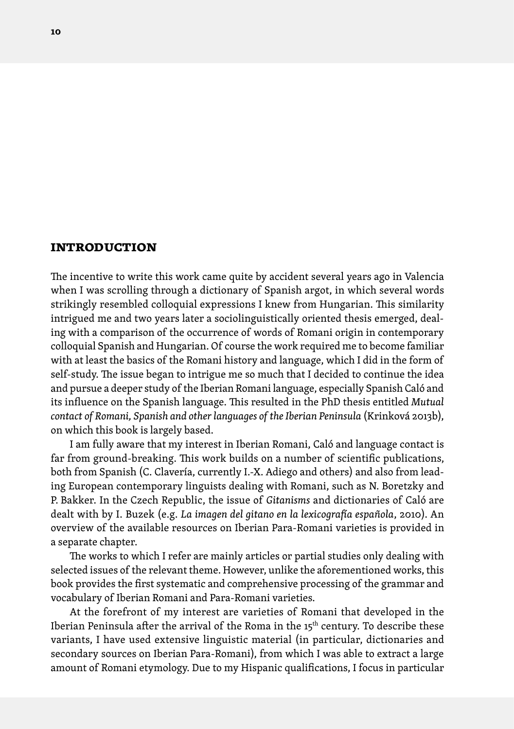# INTRODUCTION

The incentive to write this work came quite by accident several years ago in Valencia when I was scrolling through a dictionary of Spanish argot, in which several words strikingly resembled colloquial expressions I knew from Hungarian. This similarity intrigued me and two years later a sociolinguistically oriented thesis emerged, dealing with a comparison of the occurrence of words of Romani origin in contemporary colloquial Spanish and Hungarian. Of course the work required me to become familiar with at least the basics of the Romani history and language, which I did in the form of self-study. The issue began to intrigue me so much that I decided to continue the idea and pursue a deeper study of the Iberian Romani language, especially Spanish Caló and its influence on the Spanish language. This resulted in the PhD thesis entitled *Mutual contact of Romani, Spanish and other languages of the Iberian Peninsula* (Krinková 2013b), on which this book is largely based.

I am fully aware that my interest in Iberian Romani, Caló and language contact is far from ground-breaking. This work builds on a number of scientific publications, both from Spanish (C. Clavería, currently I.-X. Adiego and others) and also from leading European contemporary linguists dealing with Romani, such as N. Boretzky and P. Bakker. In the Czech Republic, the issue of *Gitanisms* and dictionaries of Caló are dealt with by I. Buzek (e.g. *La imagen del gitano en la lexicografía española*, 2010). An overview of the available resources on Iberian Para-Romani varieties is provided in a separate chapter.

The works to which I refer are mainly articles or partial studies only dealing with selected issues of the relevant theme. However, unlike the aforementioned works, this book provides the first systematic and comprehensive processing of the grammar and vocabulary of Iberian Romani and Para-Romani varieties.

At the forefront of my interest are varieties of Romani that developed in the Iberian Peninsula after the arrival of the Roma in the 15th century. To describe these variants, I have used extensive linguistic material (in particular, dictionaries and secondary sources on Iberian Para-Romani), from which I was able to extract a large amount of Romani etymology. Due to my Hispanic qualifications, I focus in particular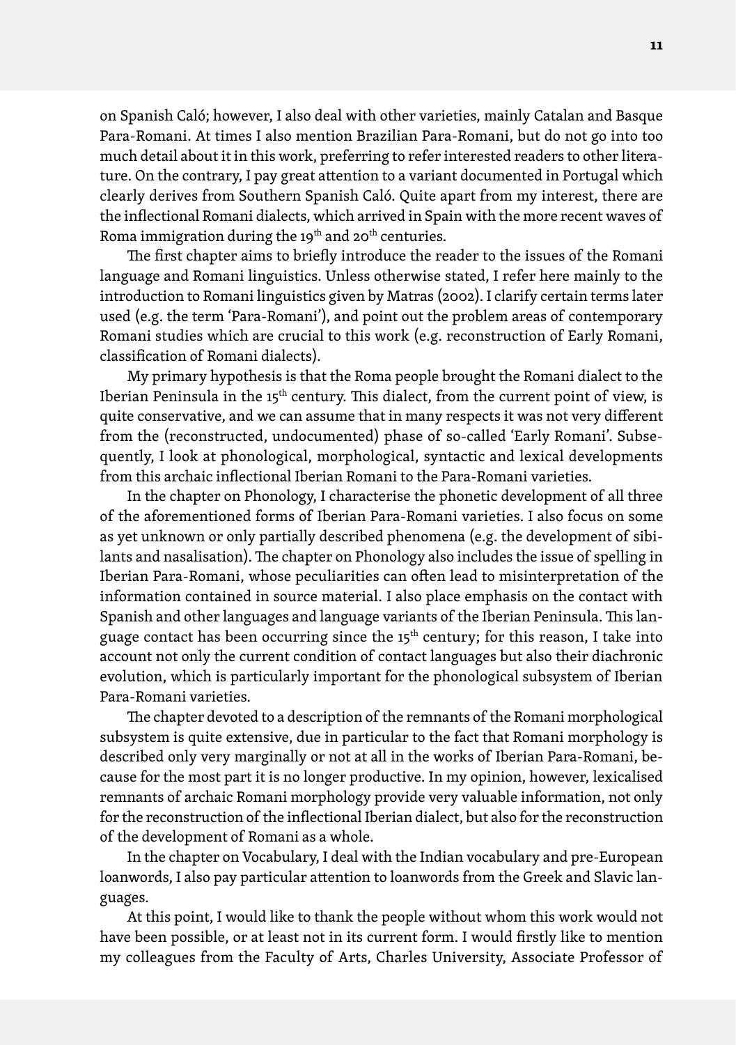on Spanish Caló; however, I also deal with other varieties, mainly Catalan and Basque Para-Romani. At times I also mention Brazilian Para-Romani, but do not go into too much detail about it in this work, preferring to refer interested readers to other literature. On the contrary, I pay great attention to a variant documented in Portugal which clearly derives from Southern Spanish Caló. Quite apart from my interest, there are the inflectional Romani dialects, which arrived in Spain with the more recent waves of Roma immigration during the 19th and 20th centuries.

The first chapter aims to briefly introduce the reader to the issues of the Romani language and Romani linguistics. Unless otherwise stated, I refer here mainly to the introduction to Romani linguistics given by Matras (2002). I clarify certain terms later used (e.g. the term 'Para-Romani'), and point out the problem areas of contemporary Romani studies which are crucial to this work (e.g. reconstruction of Early Romani, classification of Romani dialects).

My primary hypothesis is that the Roma people brought the Romani dialect to the Iberian Peninsula in the 15th century. This dialect, from the current point of view, is quite conservative, and we can assume that in many respects it was not very different from the (reconstructed, undocumented) phase of so-called 'Early Romani'. Subsequently, I look at phonological, morphological, syntactic and lexical developments from this archaic inflectional Iberian Romani to the Para-Romani varieties.

In the chapter on Phonology, I characterise the phonetic development of all three of the aforementioned forms of Iberian Para-Romani varieties. I also focus on some as yet unknown or only partially described phenomena (e.g. the development of sibilants and nasalisation). The chapter on Phonology also includes the issue of spelling in Iberian Para-Romani, whose peculiarities can often lead to misinterpretation of the information contained in source material. I also place emphasis on the contact with Spanish and other languages and language variants of the Iberian Peninsula. This language contact has been occurring since the 15th century; for this reason, I take into account not only the current condition of contact languages but also their diachronic evolution, which is particularly important for the phonological subsystem of Iberian Para-Romani varieties.

The chapter devoted to a description of the remnants of the Romani morphological subsystem is quite extensive, due in particular to the fact that Romani morphology is described only very marginally or not at all in the works of Iberian Para-Romani, because for the most part it is no longer productive. In my opinion, however, lexicalised remnants of archaic Romani morphology provide very valuable information, not only for the reconstruction of the inflectional Iberian dialect, but also for the reconstruction of the development of Romani as a whole.

In the chapter on Vocabulary, I deal with the Indian vocabulary and pre-European loanwords, I also pay particular attention to loanwords from the Greek and Slavic languages.

At this point, I would like to thank the people without whom this work would not have been possible, or at least not in its current form. I would firstly like to mention my colleagues from the Faculty of Arts, Charles University, Associate Professor of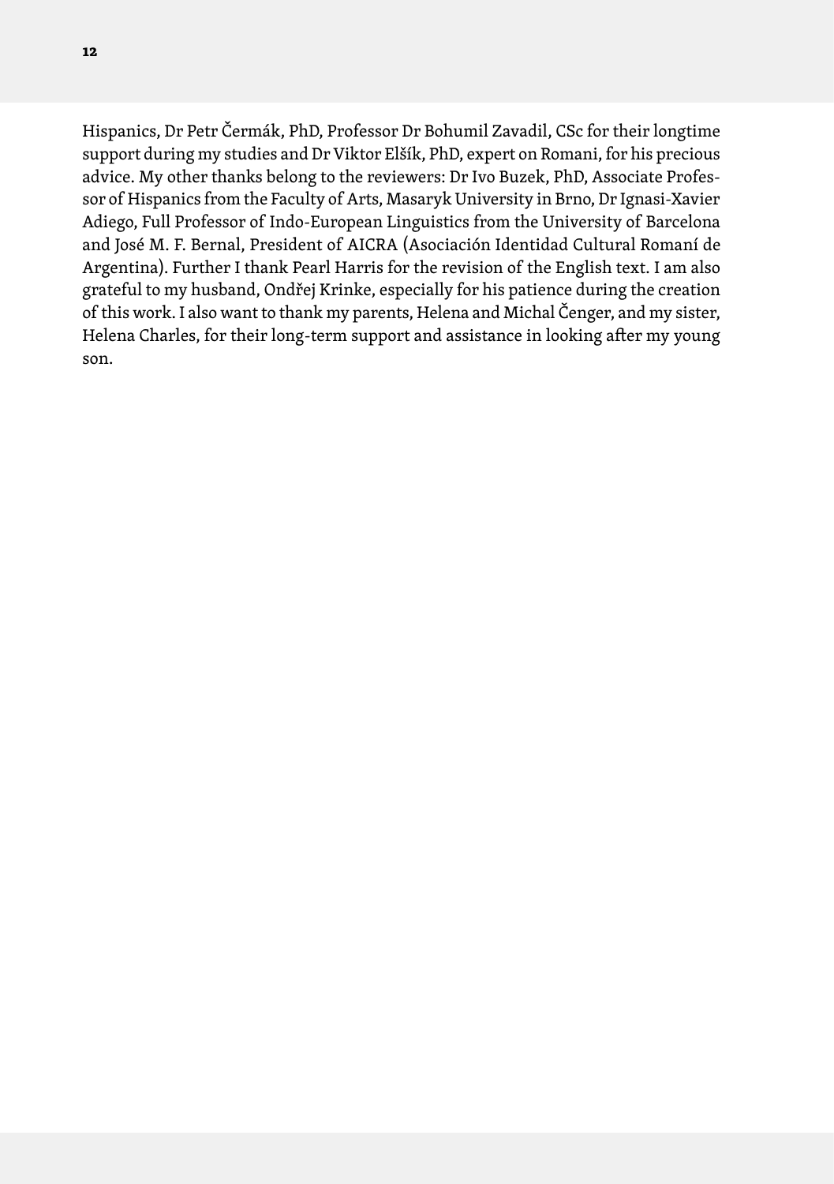Hispanics, Dr Petr Čermák, PhD, Professor Dr Bohumil Zavadil, CSc for their longtime support during my studies and Dr Viktor Elšík, PhD, expert on Romani, for his precious advice. My other thanks belong to the reviewers: Dr Ivo Buzek, PhD, Associate Professor of Hispanics from the Faculty of Arts, Masaryk University in Brno, Dr Ignasi-Xavier Adiego, Full Professor of Indo-European Linguistics from the University of Barcelona and José M. F. Bernal, President of AICRA (Asociación Identidad Cultural Romaní de Argentina). Further I thank Pearl Harris for the revision of the English text. I am also grateful to my husband, Ondřej Krinke, especially for his patience during the creation of this work. I also want to thank my parents, Helena and Michal Čenger, and my sister, Helena Charles, for their long-term support and assistance in looking after my young son.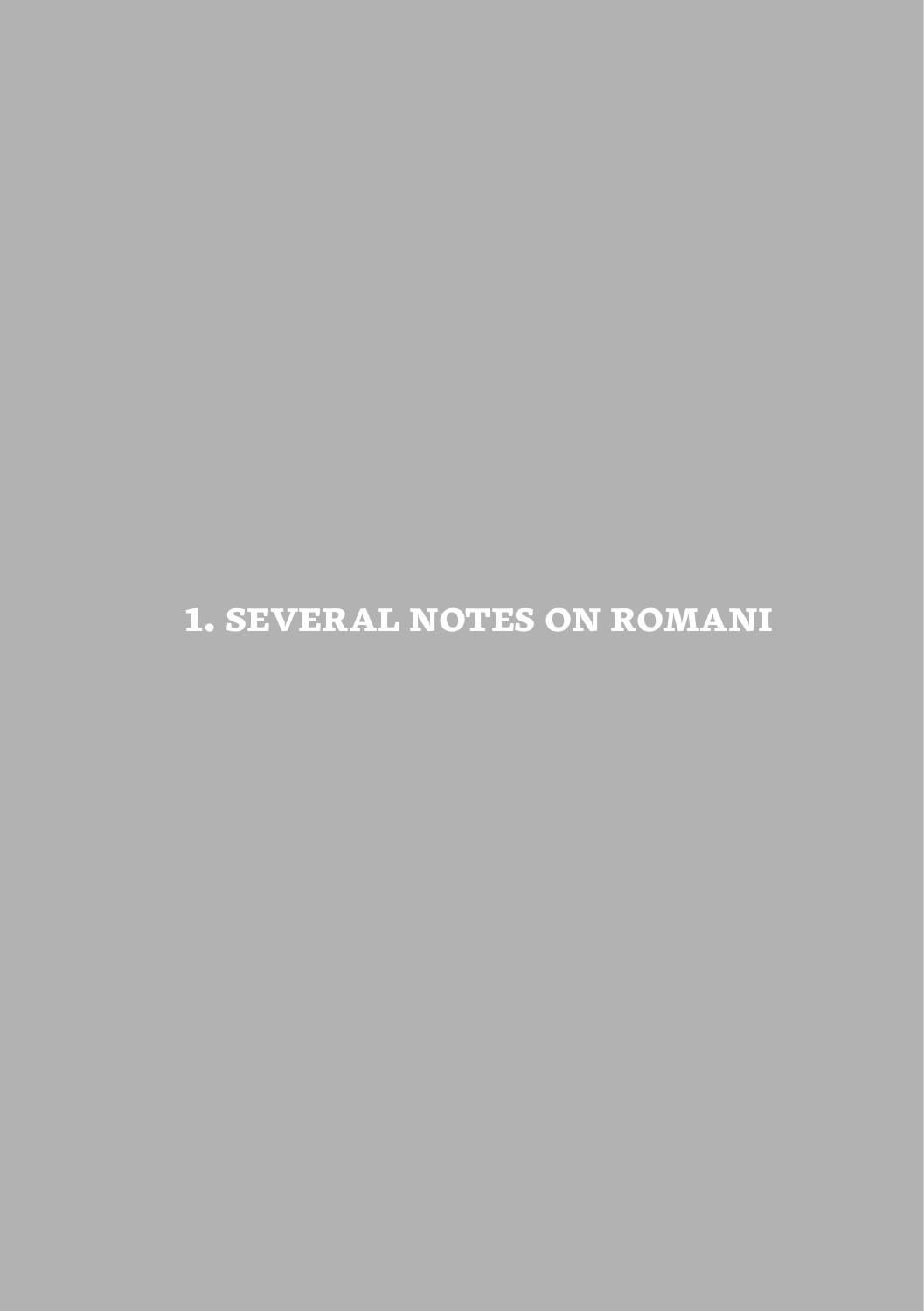# 1. SEVERAL NOTES ON ROMANI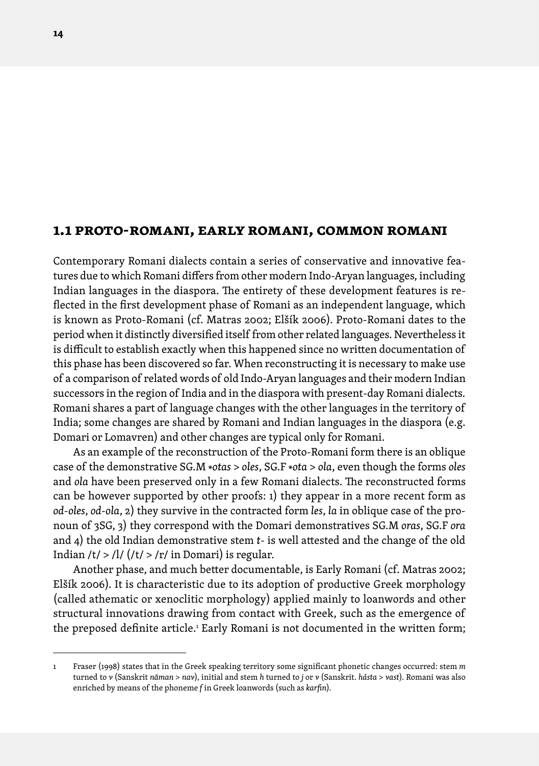## 1.1 PROTO-ROMANI, EARLY ROMANI, COMMON ROMANI

Contemporary Romani dialects contain a series of conservative and innovative features due to which Romani differs from other modern Indo-Aryan languages, including Indian languages in the diaspora. The entirety of these development features is reflected in the first development phase of Romani as an independent language, which is known as Proto-Romani (cf. Matras 2002; Elšík 2006). Proto-Romani dates to the period when it distinctly diversified itself from other related languages. Nevertheless it is difficult to establish exactly when this happened since no written documentation of this phase has been discovered so far. When reconstructing it is necessary to make use of a comparison of related words of old Indo-Aryan languages and their modern Indian successors in the region of India and in the diaspora with present-day Romani dialects. Romani shares a part of language changes with the other languages in the territory of India; some changes are shared by Romani and Indian languages in the diaspora (e.g. Domari or Lomavren) and other changes are typical only for Romani.

As an example of the reconstruction of the Proto-Romani form there is an oblique case of the demonstrative SG.M *\*otas* > *oles*, SG.F *\*ota* > *ola*, even though the forms *oles* and *ola* have been preserved only in a few Romani dialects. The reconstructed forms can be however supported by other proofs: 1) they appear in a more recent form as *od-oles*, *od-ola*, 2) they survive in the contracted form *les*, *la* in oblique case of the pronoun of 3SG, 3) they correspond with the Domari demonstratives SG.M *oras*, SG.F *ora* and 4) the old Indian demonstrative stem *t-* is well attested and the change of the old Indian /t/ > /l/ (/t/ > /r/ in Domari) is regular.

Another phase, and much better documentable, is Early Romani (cf. Matras 2002; Elšík 2006). It is characteristic due to its adoption of productive Greek morphology (called athematic or xenoclitic morphology) applied mainly to loanwords and other structural innovations drawing from contact with Greek, such as the emergence of the preposed definite article.[1] Early Romani is not documented in the written form;

---

1 Fraser (1998) states that in the Greek speaking territory some significant phonetic changes occurred: stem *m* turned to *v* (Sanskrit *nāman* > *nav*), initial and stem *h* turned to *j* or *v* (Sanskrit. *hásta* > *vast*). Romani was also enriched by means of the phoneme *f* in Greek loanwords (such as *karfin*).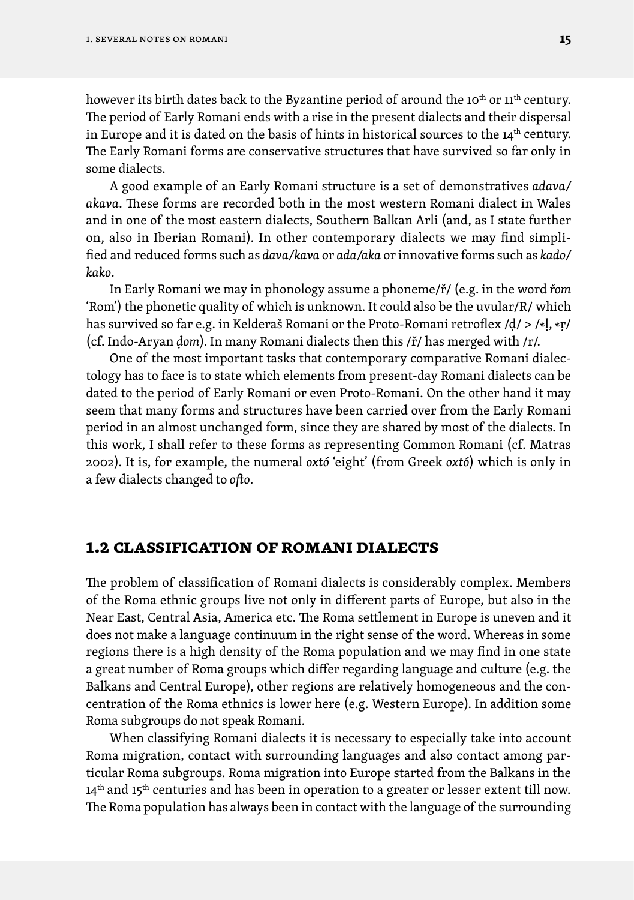however its birth dates back to the Byzantine period of around the 10th or 11th century. The period of Early Romani ends with a rise in the present dialects and their dispersal in Europe and it is dated on the basis of hints in historical sources to the 14th century. The Early Romani forms are conservative structures that have survived so far only in some dialects.

A good example of an Early Romani structure is a set of demonstratives *adava/akava*. These forms are recorded both in the most western Romani dialect in Wales and in one of the most eastern dialects, Southern Balkan Arli (and, as I state further on, also in Iberian Romani). In other contemporary dialects we may find simplified and reduced forms such as *dava/kava* or *ada/aka* or innovative forms such as *kado/kako*.

In Early Romani we may in phonology assume a phoneme/ř/ (e.g. in the word *řom* 'Rom') the phonetic quality of which is unknown. It could also be the uvular/R/ which has survived so far e.g. in Kelderaš Romani or the Proto-Romani retroflex /ḍ/ > /*ḷ, *ṛ/ (cf. Indo-Aryan *ḍom*). In many Romani dialects then this /ř/ has merged with /r/.

One of the most important tasks that contemporary comparative Romani dialectology has to face is to state which elements from present-day Romani dialects can be dated to the period of Early Romani or even Proto-Romani. On the other hand it may seem that many forms and structures have been carried over from the Early Romani period in an almost unchanged form, since they are shared by most of the dialects. In this work, I shall refer to these forms as representing Common Romani (cf. Matras 2002). It is, for example, the numeral *oxtó* 'eight' (from Greek *oxtó*) which is only in a few dialects changed to *ofto*.

## 1.2 CLASSIFICATION OF ROMANI DIALECTS

The problem of classification of Romani dialects is considerably complex. Members of the Roma ethnic groups live not only in different parts of Europe, but also in the Near East, Central Asia, America etc. The Roma settlement in Europe is uneven and it does not make a language continuum in the right sense of the word. Whereas in some regions there is a high density of the Roma population and we may find in one state a great number of Roma groups which differ regarding language and culture (e.g. the Balkans and Central Europe), other regions are relatively homogeneous and the concentration of the Roma ethnics is lower here (e.g. Western Europe). In addition some Roma subgroups do not speak Romani.

When classifying Romani dialects it is necessary to especially take into account Roma migration, contact with surrounding languages and also contact among particular Roma subgroups. Roma migration into Europe started from the Balkans in the 14th and 15th centuries and has been in operation to a greater or lesser extent till now. The Roma population has always been in contact with the language of the surrounding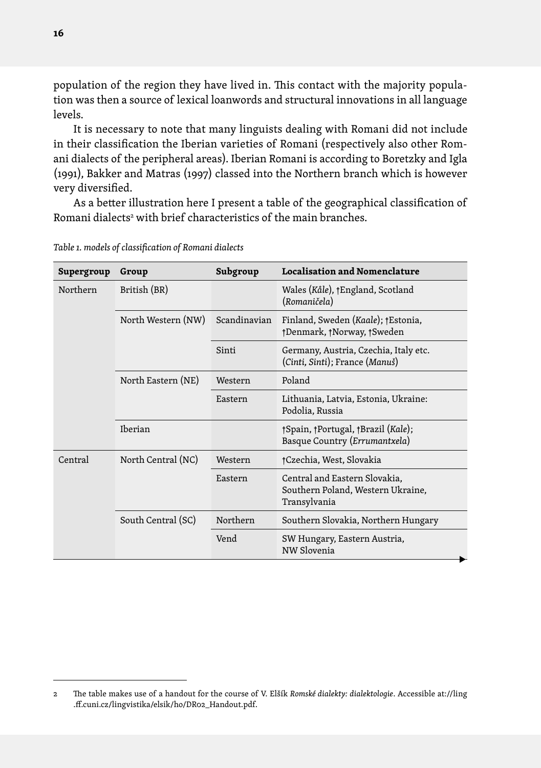population of the region they have lived in. This contact with the majority population was then a source of lexical loanwords and structural innovations in all language levels.

It is necessary to note that many linguists dealing with Romani did not include in their classification the Iberian varieties of Romani (respectively also other Romani dialects of the peripheral areas). Iberian Romani is according to Boretzky and Igla (1991), Bakker and Matras (1997) classed into the Northern branch which is however very diversified.

As a better illustration here I present a table of the geographical classification of Romani dialects[2] with brief characteristics of the main branches.

*Table 1. models of classification of Romani dialects*

| **Supergroup** | **Group** | **Subgroup** | **Localisation and Nomenclature** |
|---|---|---|---|
| Northern | British (BR) | | Wales (*Kåle*), †England, Scotland (*Romaničela*) |
| | North Western (NW) | Scandinavian | Finland, Sweden (*Kaale*); †Estonia, †Denmark, †Norway, †Sweden |
| | | Sinti | Germany, Austria, Czechia, Italy etc. (*Cinti, Sinti*); France (*Manuš*) |
| | North Eastern (NE) | Western | Poland |
| | | Eastern | Lithuania, Latvia, Estonia, Ukraine: Podolia, Russia |
| | Iberian | | †Spain, †Portugal, †Brazil (*Kale*); Basque Country (*Errumantxela*) |
| Central | North Central (NC) | Western | †Czechia, West, Slovakia |
| | | Eastern | Central and Eastern Slovakia, Southern Poland, Western Ukraine, Transylvania |
| | South Central (SC) | Northern | Southern Slovakia, Northern Hungary |
| | | Vend | SW Hungary, Eastern Austria, NW Slovenia |

2 The table makes use of a handout for the course of V. Elšík *Romské dialekty: dialektologie*. Accessible at://ling.ff.cuni.cz/lingvistika/elsik/ho/DR02_Handout.pdf.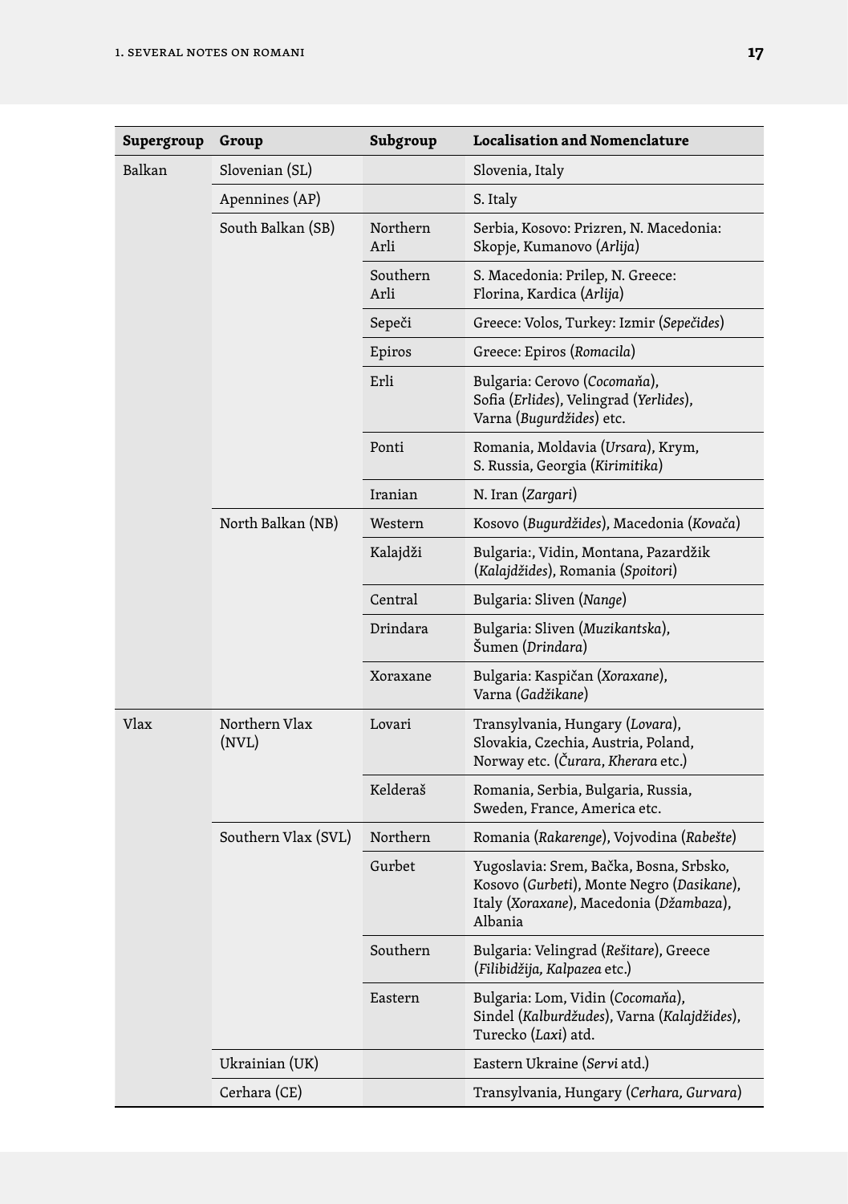| Supergroup | Group | Subgroup | Localisation and Nomenclature |
|---|---|---|---|
| Balkan | Slovenian (SL) | | Slovenia, Italy |
| | Apennines (AP) | | S. Italy |
| | South Balkan (SB) | Northern Arli | Serbia, Kosovo: Prizren, N. Macedonia: Skopje, Kumanovo (*Arlija*) |
| | | Southern Arli | S. Macedonia: Prilep, N. Greece: Florina, Kardica (*Arlija*) |
| | | Sepeči | Greece: Volos, Turkey: Izmir (*Sepečides*) |
| | | Epiros | Greece: Epiros (*Romacila*) |
| | | Erli | Bulgaria: Cerovo (*Cocomaňa*), Sofia (*Erlides*), Velingrad (*Yerlides*), Varna (*Bugurdžides*) etc. |
| | | Ponti | Romania, Moldavia (*Ursara*), Krym, S. Russia, Georgia (*Kirimitika*) |
| | | Iranian | N. Iran (*Zargari*) |
| | North Balkan (NB) | Western | Kosovo (*Bugurdžides*), Macedonia (*Kovača*) |
| | | Kalajdži | Bulgaria:, Vidin, Montana, Pazardžik (*Kalajdžides*), Romania (*Spoitori*) |
| | | Central | Bulgaria: Sliven (*Nange*) |
| | | Drindara | Bulgaria: Sliven (*Muzikantska*), Šumen (*Drindara*) |
| | | Xoraxane | Bulgaria: Kaspičan (*Xoraxane*), Varna (*Gadžikane*) |
| Vlax | Northern Vlax (NVL) | Lovari | Transylvania, Hungary (*Lovara*), Slovakia, Czechia, Austria, Poland, Norway etc. (*Čurara*, *Kherara* etc.) |
| | | Kelderaš | Romania, Serbia, Bulgaria, Russia, Sweden, France, America etc. |
| | Southern Vlax (SVL) | Northern | Romania (*Rakarenge*), Vojvodina (*Rabešte*) |
| | | Gurbet | Yugoslavia: Srem, Bačka, Bosna, Srbsko, Kosovo (*Gurbeti*), Monte Negro (*Dasikane*), Italy (*Xoraxane*), Macedonia (*Džambaza*), Albania |
| | | Southern | Bulgaria: Velingrad (*Rešitare*), Greece (*Filibidžija, Kalpazea* etc.) |
| | | Eastern | Bulgaria: Lom, Vidin (*Cocomaňa*), Sindel (*Kalburdžudes*), Varna (*Kalajdžides*), Turecko (*Laxi*) atd. |
| | Ukrainian (UK) | | Eastern Ukraine (*Servi* atd.) |
| | Cerhara (CE) | | Transylvania, Hungary (*Cerhara, Gurvara*) |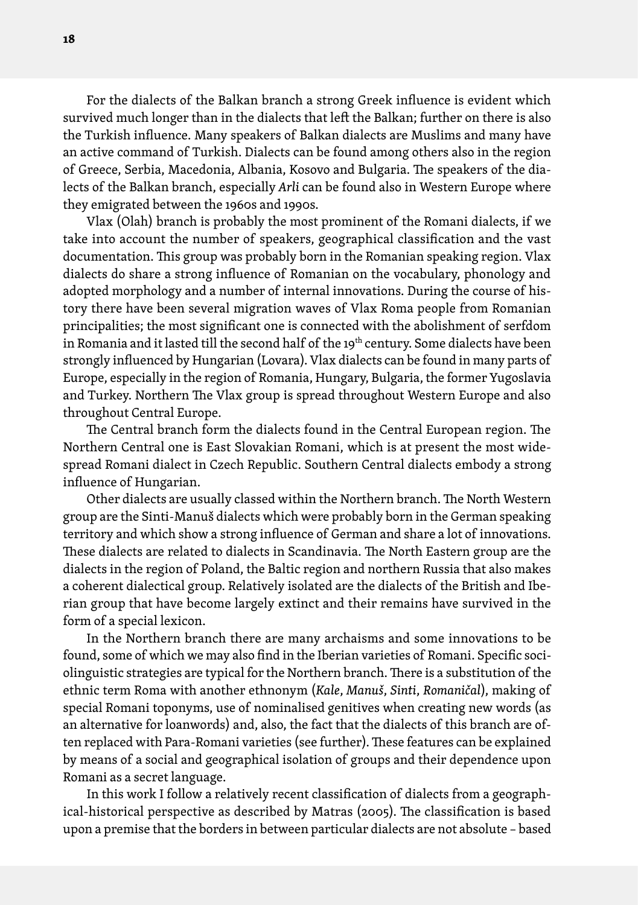For the dialects of the Balkan branch a strong Greek influence is evident which survived much longer than in the dialects that left the Balkan; further on there is also the Turkish influence. Many speakers of Balkan dialects are Muslims and many have an active command of Turkish. Dialects can be found among others also in the region of Greece, Serbia, Macedonia, Albania, Kosovo and Bulgaria. The speakers of the dialects of the Balkan branch, especially *Arli* can be found also in Western Europe where they emigrated between the 1960s and 1990s.

Vlax (Olah) branch is probably the most prominent of the Romani dialects, if we take into account the number of speakers, geographical classification and the vast documentation. This group was probably born in the Romanian speaking region. Vlax dialects do share a strong influence of Romanian on the vocabulary, phonology and adopted morphology and a number of internal innovations. During the course of history there have been several migration waves of Vlax Roma people from Romanian principalities; the most significant one is connected with the abolishment of serfdom in Romania and it lasted till the second half of the 19th century. Some dialects have been strongly influenced by Hungarian (Lovara). Vlax dialects can be found in many parts of Europe, especially in the region of Romania, Hungary, Bulgaria, the former Yugoslavia and Turkey. Northern The Vlax group is spread throughout Western Europe and also throughout Central Europe.

The Central branch form the dialects found in the Central European region. The Northern Central one is East Slovakian Romani, which is at present the most widespread Romani dialect in Czech Republic. Southern Central dialects embody a strong influence of Hungarian.

Other dialects are usually classed within the Northern branch. The North Western group are the Sinti-Manuš dialects which were probably born in the German speaking territory and which show a strong influence of German and share a lot of innovations. These dialects are related to dialects in Scandinavia. The North Eastern group are the dialects in the region of Poland, the Baltic region and northern Russia that also makes a coherent dialectical group. Relatively isolated are the dialects of the British and Iberian group that have become largely extinct and their remains have survived in the form of a special lexicon.

In the Northern branch there are many archaisms and some innovations to be found, some of which we may also find in the Iberian varieties of Romani. Specific sociolinguistic strategies are typical for the Northern branch. There is a substitution of the ethnic term Roma with another ethnonym (*Kale*, *Manuš*, *Sinti*, *Romaničal*), making of special Romani toponyms, use of nominalised genitives when creating new words (as an alternative for loanwords) and, also, the fact that the dialects of this branch are often replaced with Para-Romani varieties (see further). These features can be explained by means of a social and geographical isolation of groups and their dependence upon Romani as a secret language.

In this work I follow a relatively recent classification of dialects from a geographical-historical perspective as described by Matras (2005). The classification is based upon a premise that the borders in between particular dialects are not absolute – based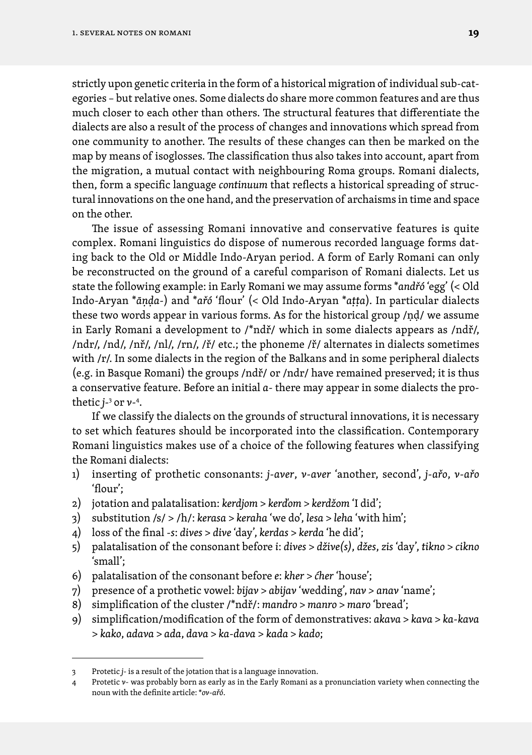strictly upon genetic criteria in the form of a historical migration of individual sub-categories – but relative ones. Some dialects do share more common features and are thus much closer to each other than others. The structural features that differentiate the dialects are also a result of the process of changes and innovations which spread from one community to another. The results of these changes can then be marked on the map by means of isoglosses. The classification thus also takes into account, apart from the migration, a mutual contact with neighbouring Roma groups. Romani dialects, then, form a specific language *continuum* that reflects a historical spreading of structural innovations on the one hand, and the preservation of archaisms in time and space on the other.

The issue of assessing Romani innovative and conservative features is quite complex. Romani linguistics do dispose of numerous recorded language forms dating back to the Old or Middle Indo-Aryan period. A form of Early Romani can only be reconstructed on the ground of a careful comparison of Romani dialects. Let us state the following example: in Early Romani we may assume forms *\*andřó* 'egg' (< Old Indo-Aryan *\*āṇḍa-*) and *\*ařó* 'flour' (< Old Indo-Aryan *\*aṭṭa*). In particular dialects these two words appear in various forms. As for the historical group /ṇḍ/ we assume in Early Romani a development to /\*ndř/ which in some dialects appears as /ndř/, /ndr/, /nd/, /nř/, /nl/, /rn/, /ř/ etc.; the phoneme /ř/ alternates in dialects sometimes with /r/. In some dialects in the region of the Balkans and in some peripheral dialects (e.g. in Basque Romani) the groups /ndř/ or /ndr/ have remained preserved; it is thus a conservative feature. Before an initial *a-* there may appear in some dialects the prothetic *j-*[3] or *v-*[4].

If we classify the dialects on the grounds of structural innovations, it is necessary to set which features should be incorporated into the classification. Contemporary Romani linguistics makes use of a choice of the following features when classifying the Romani dialects:

1) inserting of prothetic consonants: *j-aver*, *v-aver* 'another, second', *j-ařo*, *v-ařo* 'flour';
2) jotation and palatalisation: *kerdjom* > *kerďom* > *kerdžom* 'I did';
3) substitution /s/ > /h/: *kerasa* > *keraha* 'we do', *lesa* > *leha* 'with him';
4) loss of the final *-s*: *dives* > *dive* 'day', *kerdas* > *kerda* 'he did';
5) palatalisation of the consonant before *i*: *dives* > *džives(s)*, *džes*, *zis* 'day', *tikno* > *cikno* 'small';
6) palatalisation of the consonant before *e*: *kher* > *ćher* 'house';
7) presence of a prothetic vowel: *bijav* > *abijav* 'wedding', *nav* > *anav* 'name';
8) simplification of the cluster /\*ndř/: *mandro* > *manro* > *maro* 'bread';
9) simplification/modification of the form of demonstratives: *akava* > *kava* > *ka-kava* > *kako*, *adava* > *ada*, *dava* > *ka-dava* > *kada* > *kado*;

---

3 Protetic *j-* is a result of the jotation that is a language innovation.

4 Protetic *v-* was probably born as early as in the Early Romani as a pronunciation variety when connecting the noun with the definite article: *\*ov-ařó*.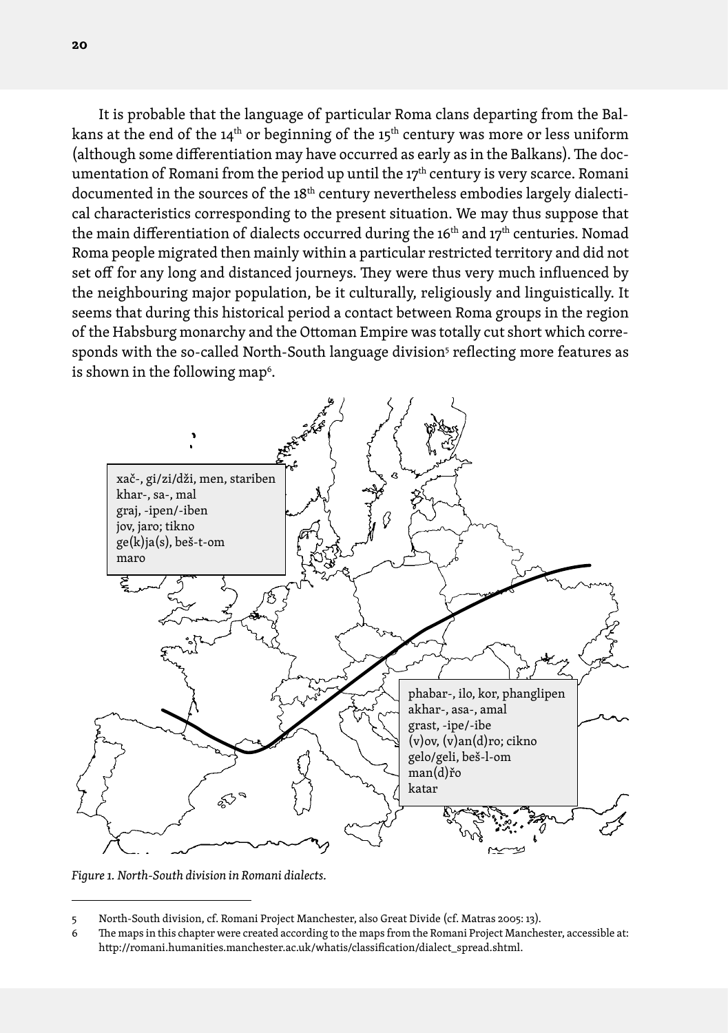It is probable that the language of particular Roma clans departing from the Balkans at the end of the 14th or beginning of the 15th century was more or less uniform (although some differentiation may have occurred as early as in the Balkans). The documentation of Romani from the period up until the 17th century is very scarce. Romani documented in the sources of the 18th century nevertheless embodies largely dialectical characteristics corresponding to the present situation. We may thus suppose that the main differentiation of dialects occurred during the 16th and 17th centuries. Nomad Roma people migrated then mainly within a particular restricted territory and did not set off for any long and distanced journeys. They were thus very much influenced by the neighbouring major population, be it culturally, religiously and linguistically. It seems that during this historical period a contact between Roma groups in the region of the Habsburg monarchy and the Ottoman Empire was totally cut short which corresponds with the so-called North-South language division[5] reflecting more features as is shown in the following map[6].

xač-, gi/zi/dži, men, stariben
khar-, sa-, mal
graj, -ipen/-iben
jov, jaro; tikno
ge(k)ja(s), beš-t-om
maro

phabar-, ilo, kor, phanglipen
akhar-, asa-, amal
grast, -ipe/-ibe
(v)ov, (v)an(d)ro; cikno
gelo/geli, beš-l-om
man(d)řo
katar

*Figure 1. North-South division in Romani dialects.*

5 North-South division, cf. Romani Project Manchester, also Great Divide (cf. Matras 2005: 13).

6 The maps in this chapter were created according to the maps from the Romani Project Manchester, accessible at: http://romani.humanities.manchester.ac.uk/whatis/classification/dialect_spread.shtml.